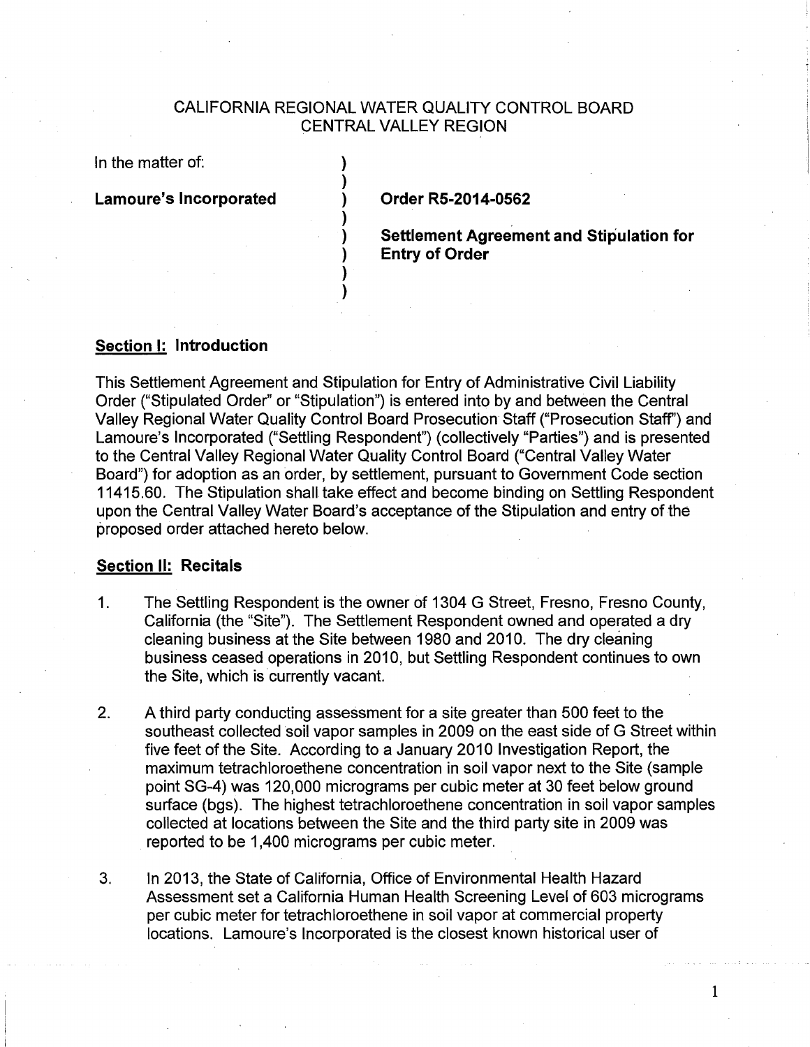# CALIFORNIA REGIONAL WATER QUALITY CONTROL BOARD
## CENTRAL VALLEY REGION

In the matter of:

**Lamoure's Incorporated**

**Order R5-2014-0562**

**Settlement Agreement and Stipulation for Entry of Order**

### Section I: Introduction

This Settlement Agreement and Stipulation for Entry of Administrative Civil Liability Order ("Stipulated Order" or "Stipulation") is entered into by and between the Central Valley Regional Water Quality Control Board Prosecution Staff ("Prosecution Staff") and Lamoure's Incorporated ("Settling Respondent") (collectively "Parties") and is presented to the Central Valley Regional Water Quality Control Board ("Central Valley Water Board") for adoption as an order, by settlement, pursuant to Government Code section 11415.60. The Stipulation shall take effect and become binding on Settling Respondent upon the Central Valley Water Board's acceptance of the Stipulation and entry of the proposed order attached hereto below.

### Section II: Recitals

1. The Settling Respondent is the owner of 1304 G Street, Fresno, Fresno County, California (the "Site"). The Settlement Respondent owned and operated a dry cleaning business at the Site between 1980 and 2010. The dry cleaning business ceased operations in 2010, but Settling Respondent continues to own the Site, which is currently vacant.

2. A third party conducting assessment for a site greater than 500 feet to the southeast collected soil vapor samples in 2009 on the east side of G Street within five feet of the Site. According to a January 2010 Investigation Report, the maximum tetrachloroethene concentration in soil vapor next to the Site (sample point SG-4) was 120,000 micrograms per cubic meter at 30 feet below ground surface (bgs). The highest tetrachloroethene concentration in soil vapor samples collected at locations between the Site and the third party site in 2009 was reported to be 1,400 micrograms per cubic meter.

3. In 2013, the State of California, Office of Environmental Health Hazard Assessment set a California Human Health Screening Level of 603 micrograms per cubic meter for tetrachloroethene in soil vapor at commercial property locations. Lamoure's Incorporated is the closest known historical user of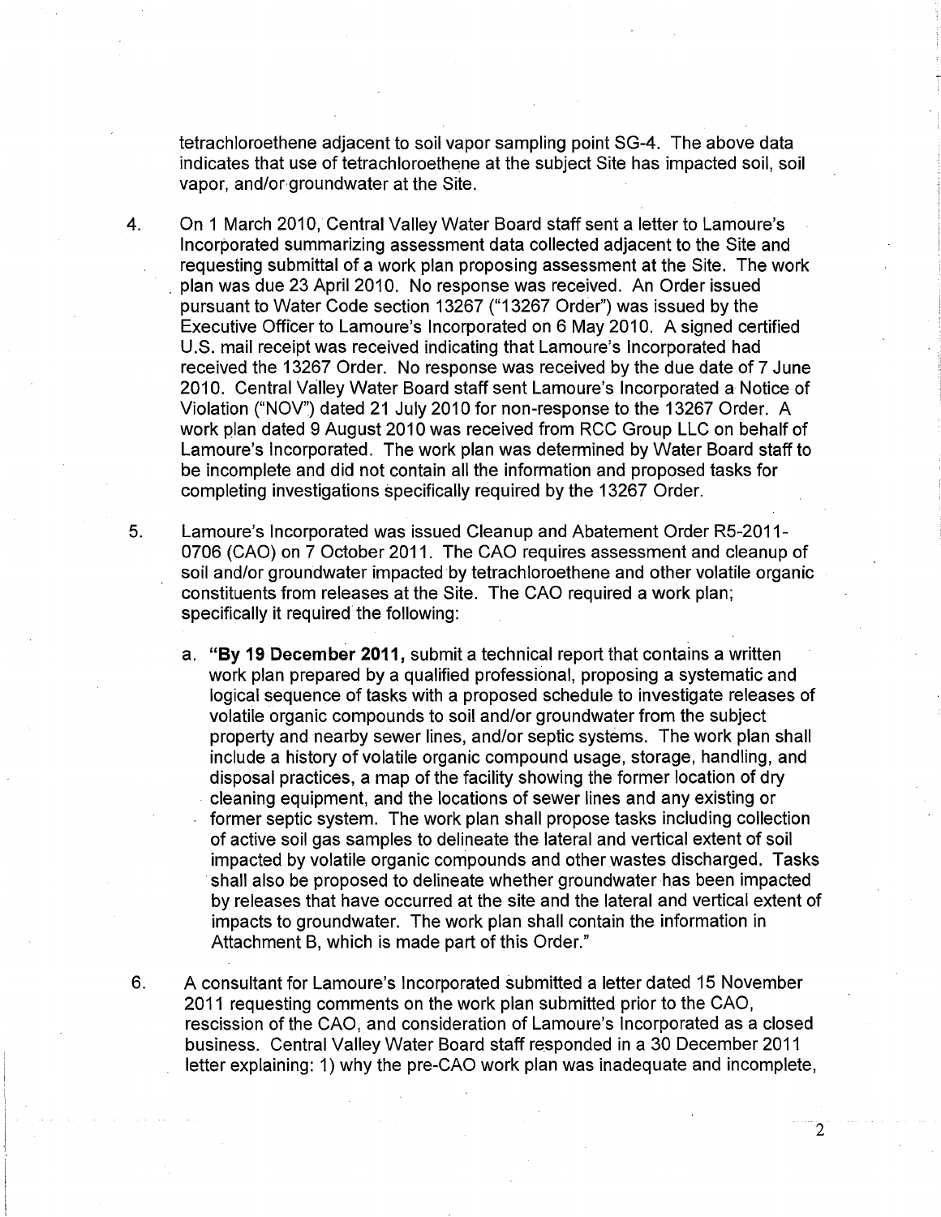tetrachloroethene adjacent to soil vapor sampling point SG-4. The above data indicates that use of tetrachloroethene at the subject Site has impacted soil, soil vapor, and/or groundwater at the Site.

4. On 1 March 2010, Central Valley Water Board staff sent a letter to Lamoure's Incorporated summarizing assessment data collected adjacent to the Site and requesting submittal of a work plan proposing assessment at the Site. The work plan was due 23 April 2010. No response was received. An Order issued pursuant to Water Code section 13267 ("13267 Order") was issued by the Executive Officer to Lamoure's Incorporated on 6 May 2010. A signed certified U.S. mail receipt was received indicating that Lamoure's Incorporated had received the 13267 Order. No response was received by the due date of 7 June 2010. Central Valley Water Board staff sent Lamoure's Incorporated a Notice of Violation ("NOV") dated 21 July 2010 for non-response to the 13267 Order. A work plan dated 9 August 2010 was received from RCC Group LLC on behalf of Lamoure's Incorporated. The work plan was determined by Water Board staff to be incomplete and did not contain all the information and proposed tasks for completing investigations specifically required by the 13267 Order.

5. Lamoure's Incorporated was issued Cleanup and Abatement Order R5-2011-0706 (CAO) on 7 October 2011. The CAO requires assessment and cleanup of soil and/or groundwater impacted by tetrachloroethene and other volatile organic constituents from releases at the Site. The CAO required a work plan; specifically it required the following:

   a. **"By 19 December 2011,** submit a technical report that contains a written work plan prepared by a qualified professional, proposing a systematic and logical sequence of tasks with a proposed schedule to investigate releases of volatile organic compounds to soil and/or groundwater from the subject property and nearby sewer lines, and/or septic systems. The work plan shall include a history of volatile organic compound usage, storage, handling, and disposal practices, a map of the facility showing the former location of dry cleaning equipment, and the locations of sewer lines and any existing or former septic system. The work plan shall propose tasks including collection of active soil gas samples to delineate the lateral and vertical extent of soil impacted by volatile organic compounds and other wastes discharged. Tasks shall also be proposed to delineate whether groundwater has been impacted by releases that have occurred at the site and the lateral and vertical extent of impacts to groundwater. The work plan shall contain the information in Attachment B, which is made part of this Order."

6. A consultant for Lamoure's Incorporated submitted a letter dated 15 November 2011 requesting comments on the work plan submitted prior to the CAO, rescission of the CAO, and consideration of Lamoure's Incorporated as a closed business. Central Valley Water Board staff responded in a 30 December 2011 letter explaining: 1) why the pre-CAO work plan was inadequate and incomplete,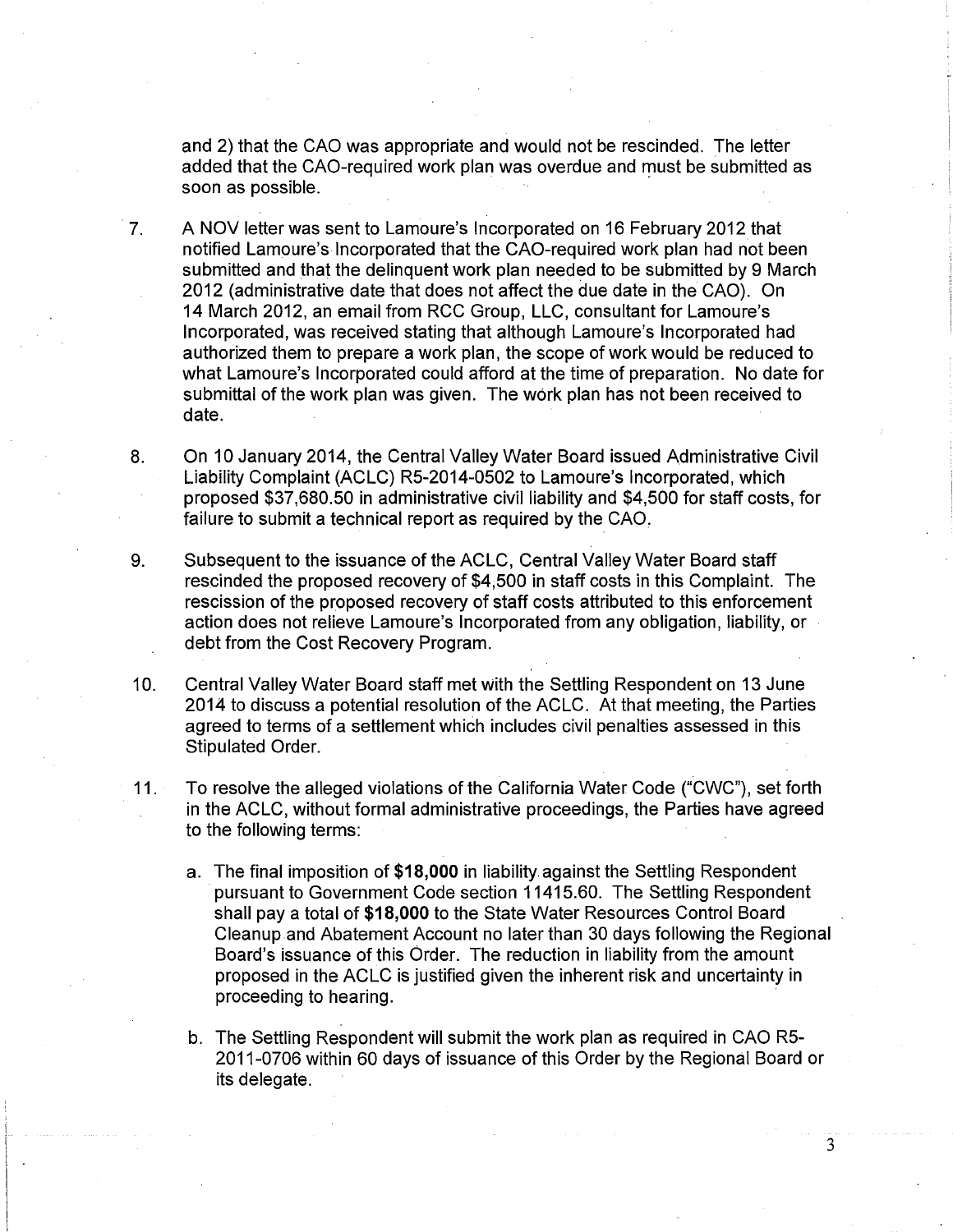and 2) that the CAO was appropriate and would not be rescinded. The letter added that the CAO-required work plan was overdue and must be submitted as soon as possible.

7. A NOV letter was sent to Lamoure's Incorporated on 16 February 2012 that notified Lamoure's Incorporated that the CAO-required work plan had not been submitted and that the delinquent work plan needed to be submitted by 9 March 2012 (administrative date that does not affect the due date in the CAO). On 14 March 2012, an email from RCC Group, LLC, consultant for Lamoure's Incorporated, was received stating that although Lamoure's Incorporated had authorized them to prepare a work plan, the scope of work would be reduced to what Lamoure's Incorporated could afford at the time of preparation. No date for submittal of the work plan was given. The work plan has not been received to date.

8. On 10 January 2014, the Central Valley Water Board issued Administrative Civil Liability Complaint (ACLC) R5-2014-0502 to Lamoure's Incorporated, which proposed $37,680.50 in administrative civil liability and $4,500 for staff costs, for failure to submit a technical report as required by the CAO.

9. Subsequent to the issuance of the ACLC, Central Valley Water Board staff rescinded the proposed recovery of $4,500 in staff costs in this Complaint. The rescission of the proposed recovery of staff costs attributed to this enforcement action does not relieve Lamoure's Incorporated from any obligation, liability, or debt from the Cost Recovery Program.

10. Central Valley Water Board staff met with the Settling Respondent on 13 June 2014 to discuss a potential resolution of the ACLC. At that meeting, the Parties agreed to terms of a settlement which includes civil penalties assessed in this Stipulated Order.

11. To resolve the alleged violations of the California Water Code ("CWC"), set forth in the ACLC, without formal administrative proceedings, the Parties have agreed to the following terms:

    a. The final imposition of **$18,000** in liability against the Settling Respondent pursuant to Government Code section 11415.60. The Settling Respondent shall pay a total of **$18,000** to the State Water Resources Control Board Cleanup and Abatement Account no later than 30 days following the Regional Board's issuance of this Order. The reduction in liability from the amount proposed in the ACLC is justified given the inherent risk and uncertainty in proceeding to hearing.

    b. The Settling Respondent will submit the work plan as required in CAO R5-2011-0706 within 60 days of issuance of this Order by the Regional Board or its delegate.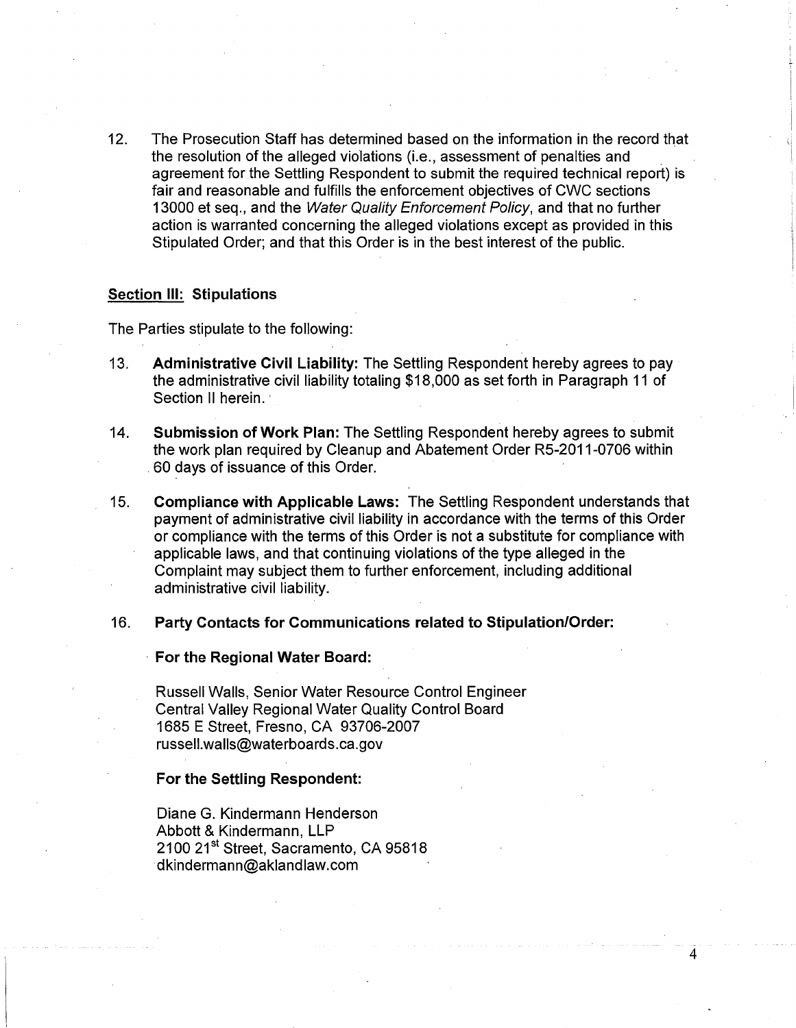12. The Prosecution Staff has determined based on the information in the record that the resolution of the alleged violations (i.e., assessment of penalties and agreement for the Settling Respondent to submit the required technical report) is fair and reasonable and fulfills the enforcement objectives of CWC sections 13000 et seq., and the *Water Quality Enforcement Policy*, and that no further action is warranted concerning the alleged violations except as provided in this Stipulated Order; and that this Order is in the best interest of the public.

## <u>Section III:</u> Stipulations

The Parties stipulate to the following:

13. **Administrative Civil Liability:** The Settling Respondent hereby agrees to pay the administrative civil liability totaling $18,000 as set forth in Paragraph 11 of Section II herein.

14. **Submission of Work Plan:** The Settling Respondent hereby agrees to submit the work plan required by Cleanup and Abatement Order R5-2011-0706 within 60 days of issuance of this Order.

15. **Compliance with Applicable Laws:** The Settling Respondent understands that payment of administrative civil liability in accordance with the terms of this Order or compliance with the terms of this Order is not a substitute for compliance with applicable laws, and that continuing violations of the type alleged in the Complaint may subject them to further enforcement, including additional administrative civil liability.

16. **Party Contacts for Communications related to Stipulation/Order:**

    **For the Regional Water Board:**

    Russell Walls, Senior Water Resource Control Engineer
    Central Valley Regional Water Quality Control Board
    1685 E Street, Fresno, CA 93706-2007
    russell.walls@waterboards.ca.gov

    **For the Settling Respondent:**

    Diane G. Kindermann Henderson
    Abbott & Kindermann, LLP
    2100 21st Street, Sacramento, CA 95818
    dkindermann@aklandlaw.com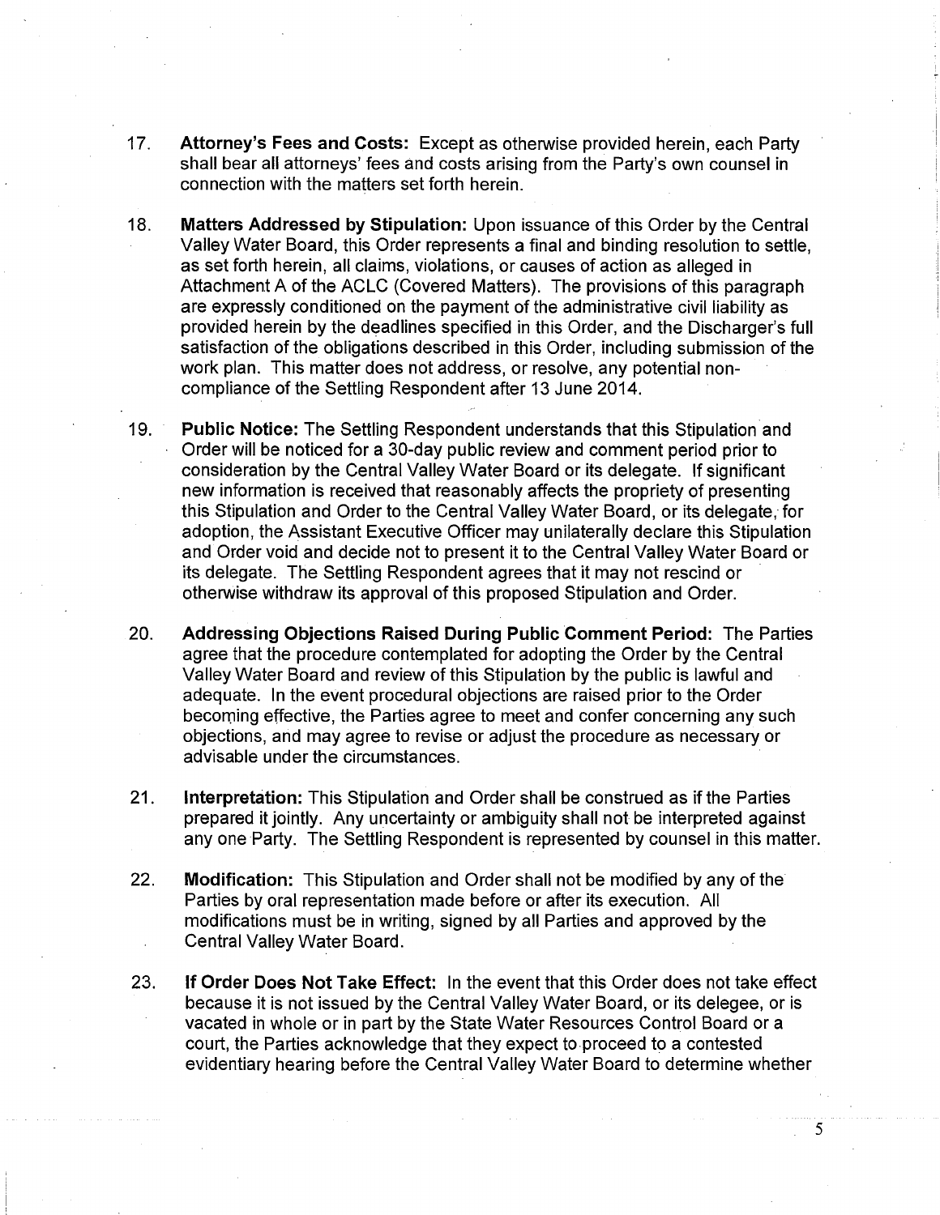17. **Attorney's Fees and Costs:** Except as otherwise provided herein, each Party shall bear all attorneys' fees and costs arising from the Party's own counsel in connection with the matters set forth herein.

18. **Matters Addressed by Stipulation:** Upon issuance of this Order by the Central Valley Water Board, this Order represents a final and binding resolution to settle, as set forth herein, all claims, violations, or causes of action as alleged in Attachment A of the ACLC (Covered Matters). The provisions of this paragraph are expressly conditioned on the payment of the administrative civil liability as provided herein by the deadlines specified in this Order, and the Discharger's full satisfaction of the obligations described in this Order, including submission of the work plan. This matter does not address, or resolve, any potential non-compliance of the Settling Respondent after 13 June 2014.

19. **Public Notice:** The Settling Respondent understands that this Stipulation and Order will be noticed for a 30-day public review and comment period prior to consideration by the Central Valley Water Board or its delegate. If significant new information is received that reasonably affects the propriety of presenting this Stipulation and Order to the Central Valley Water Board, or its delegate, for adoption, the Assistant Executive Officer may unilaterally declare this Stipulation and Order void and decide not to present it to the Central Valley Water Board or its delegate. The Settling Respondent agrees that it may not rescind or otherwise withdraw its approval of this proposed Stipulation and Order.

20. **Addressing Objections Raised During Public Comment Period:** The Parties agree that the procedure contemplated for adopting the Order by the Central Valley Water Board and review of this Stipulation by the public is lawful and adequate. In the event procedural objections are raised prior to the Order becoming effective, the Parties agree to meet and confer concerning any such objections, and may agree to revise or adjust the procedure as necessary or advisable under the circumstances.

21. **Interpretation:** This Stipulation and Order shall be construed as if the Parties prepared it jointly. Any uncertainty or ambiguity shall not be interpreted against any one Party. The Settling Respondent is represented by counsel in this matter.

22. **Modification:** This Stipulation and Order shall not be modified by any of the Parties by oral representation made before or after its execution. All modifications must be in writing, signed by all Parties and approved by the Central Valley Water Board.

23. **If Order Does Not Take Effect:** In the event that this Order does not take effect because it is not issued by the Central Valley Water Board, or its delegee, or is vacated in whole or in part by the State Water Resources Control Board or a court, the Parties acknowledge that they expect to proceed to a contested evidentiary hearing before the Central Valley Water Board to determine whether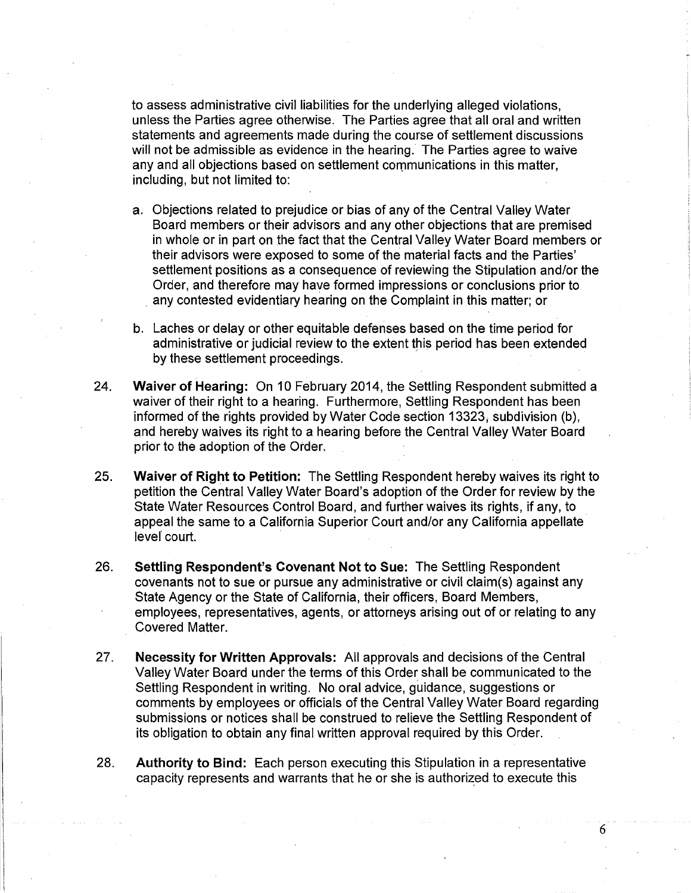to assess administrative civil liabilities for the underlying alleged violations, unless the Parties agree otherwise. The Parties agree that all oral and written statements and agreements made during the course of settlement discussions will not be admissible as evidence in the hearing. The Parties agree to waive any and all objections based on settlement communications in this matter, including, but not limited to:

a. Objections related to prejudice or bias of any of the Central Valley Water Board members or their advisors and any other objections that are premised in whole or in part on the fact that the Central Valley Water Board members or their advisors were exposed to some of the material facts and the Parties' settlement positions as a consequence of reviewing the Stipulation and/or the Order, and therefore may have formed impressions or conclusions prior to any contested evidentiary hearing on the Complaint in this matter; or

b. Laches or delay or other equitable defenses based on the time period for administrative or judicial review to the extent this period has been extended by these settlement proceedings.

24. **Waiver of Hearing:** On 10 February 2014, the Settling Respondent submitted a waiver of their right to a hearing. Furthermore, Settling Respondent has been informed of the rights provided by Water Code section 13323, subdivision (b), and hereby waives its right to a hearing before the Central Valley Water Board prior to the adoption of the Order.

25. **Waiver of Right to Petition:** The Settling Respondent hereby waives its right to petition the Central Valley Water Board's adoption of the Order for review by the State Water Resources Control Board, and further waives its rights, if any, to appeal the same to a California Superior Court and/or any California appellate level court.

26. **Settling Respondent's Covenant Not to Sue:** The Settling Respondent covenants not to sue or pursue any administrative or civil claim(s) against any State Agency or the State of California, their officers, Board Members, employees, representatives, agents, or attorneys arising out of or relating to any Covered Matter.

27. **Necessity for Written Approvals:** All approvals and decisions of the Central Valley Water Board under the terms of this Order shall be communicated to the Settling Respondent in writing. No oral advice, guidance, suggestions or comments by employees or officials of the Central Valley Water Board regarding submissions or notices shall be construed to relieve the Settling Respondent of its obligation to obtain any final written approval required by this Order.

28. **Authority to Bind:** Each person executing this Stipulation in a representative capacity represents and warrants that he or she is authorized to execute this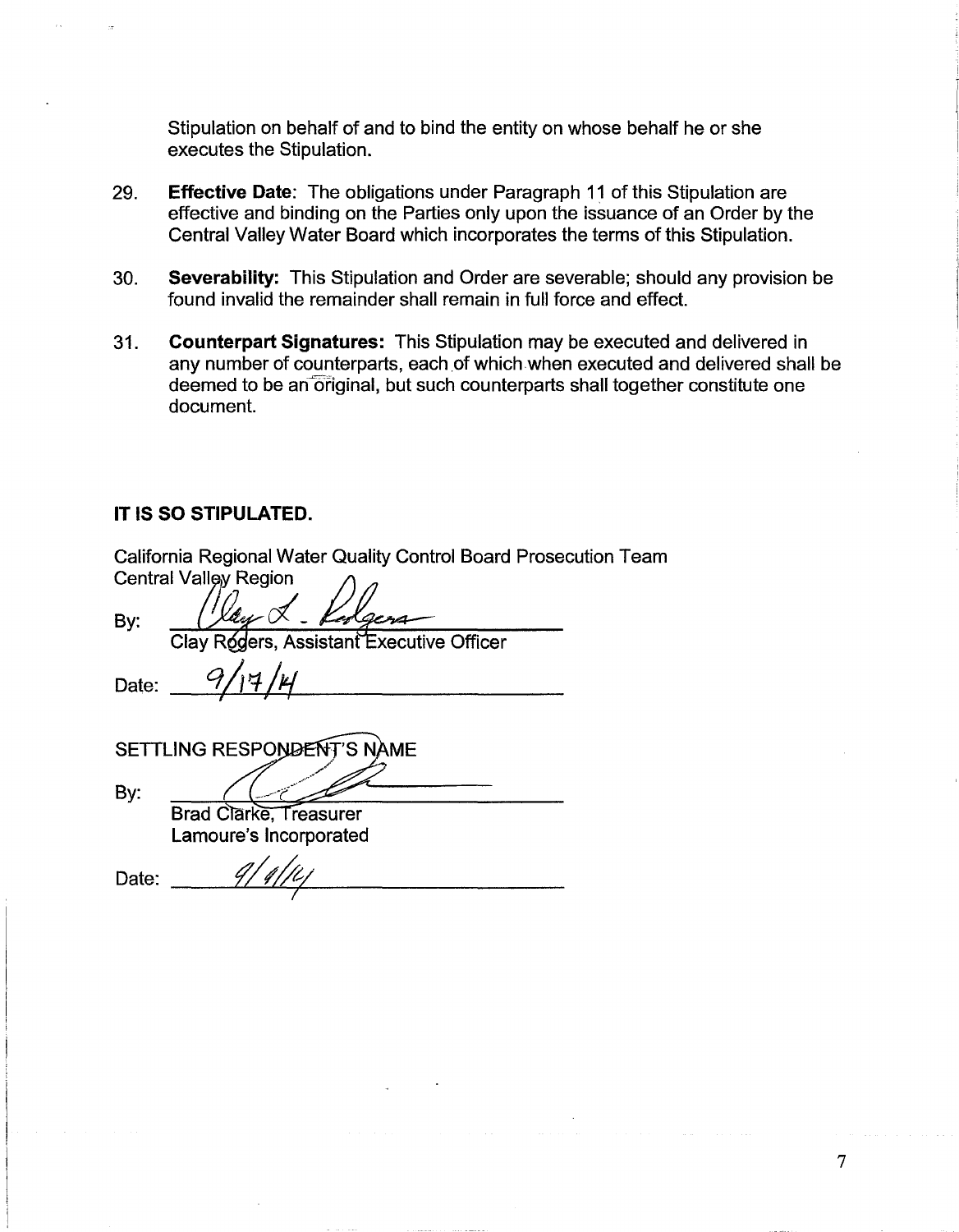Stipulation on behalf of and to bind the entity on whose behalf he or she executes the Stipulation.

29. **Effective Date**: The obligations under Paragraph 11 of this Stipulation are effective and binding on the Parties only upon the issuance of an Order by the Central Valley Water Board which incorporates the terms of this Stipulation.

30. **Severability:** This Stipulation and Order are severable; should any provision be found invalid the remainder shall remain in full force and effect.

31. **Counterpart Signatures:** This Stipulation may be executed and delivered in any number of counterparts, each of which when executed and delivered shall be deemed to be an original, but such counterparts shall together constitute one document.

**IT IS SO STIPULATED.**

California Regional Water Quality Control Board Prosecution Team
Central Valley Region

By: ______________________________
Clay Rodgers, Assistant Executive Officer

Date: 9/17/14

SETTLING RESPONDENT'S NAME

By: ______________________________
Brad Clarke, Treasurer
Lamoure's Incorporated

Date: 9/9/14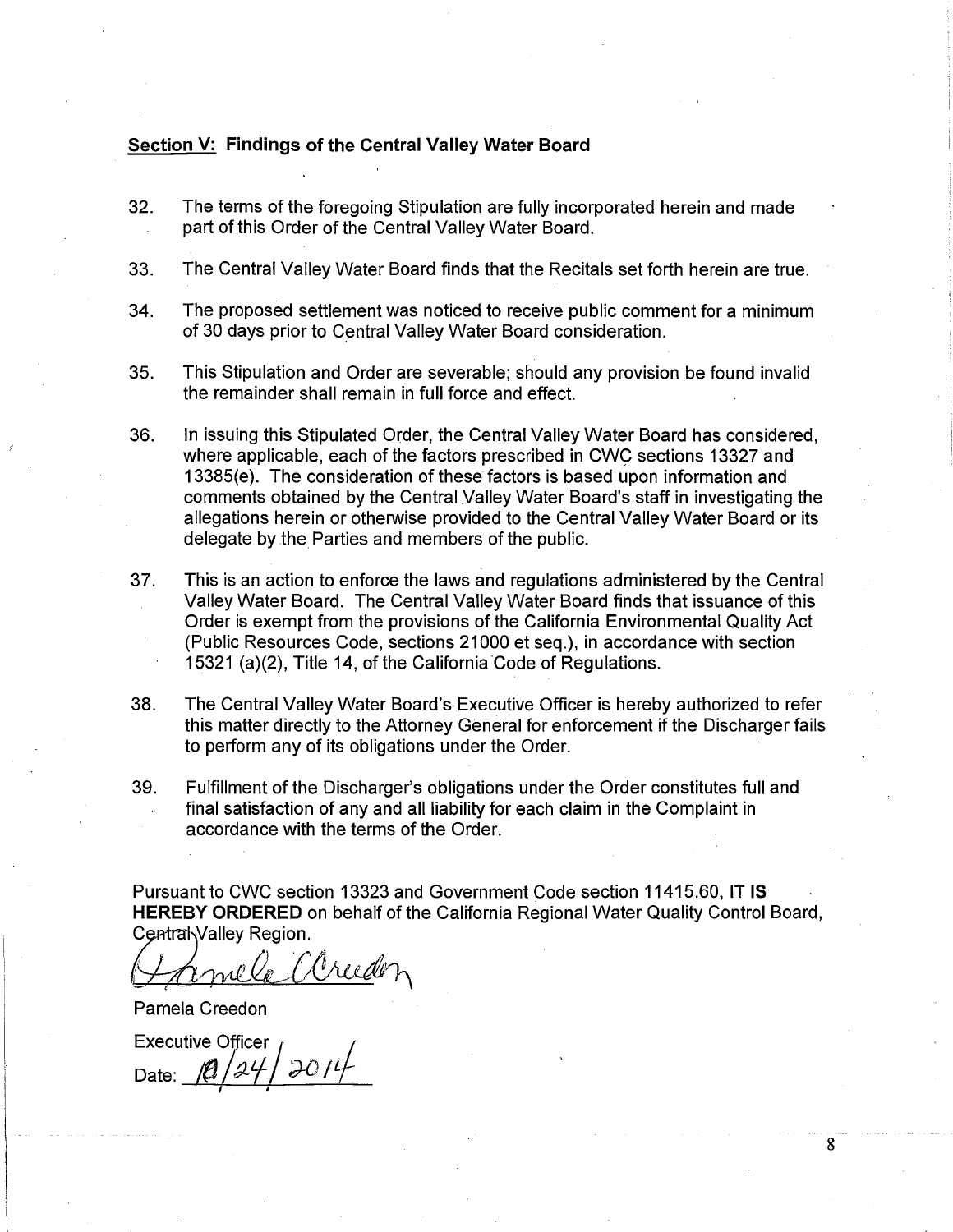**Section V: Findings of the Central Valley Water Board**

32. The terms of the foregoing Stipulation are fully incorporated herein and made part of this Order of the Central Valley Water Board.

33. The Central Valley Water Board finds that the Recitals set forth herein are true.

34. The proposed settlement was noticed to receive public comment for a minimum of 30 days prior to Central Valley Water Board consideration.

35. This Stipulation and Order are severable; should any provision be found invalid the remainder shall remain in full force and effect.

36. In issuing this Stipulated Order, the Central Valley Water Board has considered, where applicable, each of the factors prescribed in CWC sections 13327 and 13385(e). The consideration of these factors is based upon information and comments obtained by the Central Valley Water Board's staff in investigating the allegations herein or otherwise provided to the Central Valley Water Board or its delegate by the Parties and members of the public.

37. This is an action to enforce the laws and regulations administered by the Central Valley Water Board. The Central Valley Water Board finds that issuance of this Order is exempt from the provisions of the California Environmental Quality Act (Public Resources Code, sections 21000 et seq.), in accordance with section 15321 (a)(2), Title 14, of the California Code of Regulations.

38. The Central Valley Water Board's Executive Officer is hereby authorized to refer this matter directly to the Attorney General for enforcement if the Discharger fails to perform any of its obligations under the Order.

39. Fulfillment of the Discharger's obligations under the Order constitutes full and final satisfaction of any and all liability for each claim in the Complaint in accordance with the terms of the Order.

Pursuant to CWC section 13323 and Government Code section 11415.60, **IT IS HEREBY ORDERED** on behalf of the California Regional Water Quality Control Board, Central Valley Region.

Pamela Creedon

Pamela Creedon
Executive Officer
Date: 10/24/2014